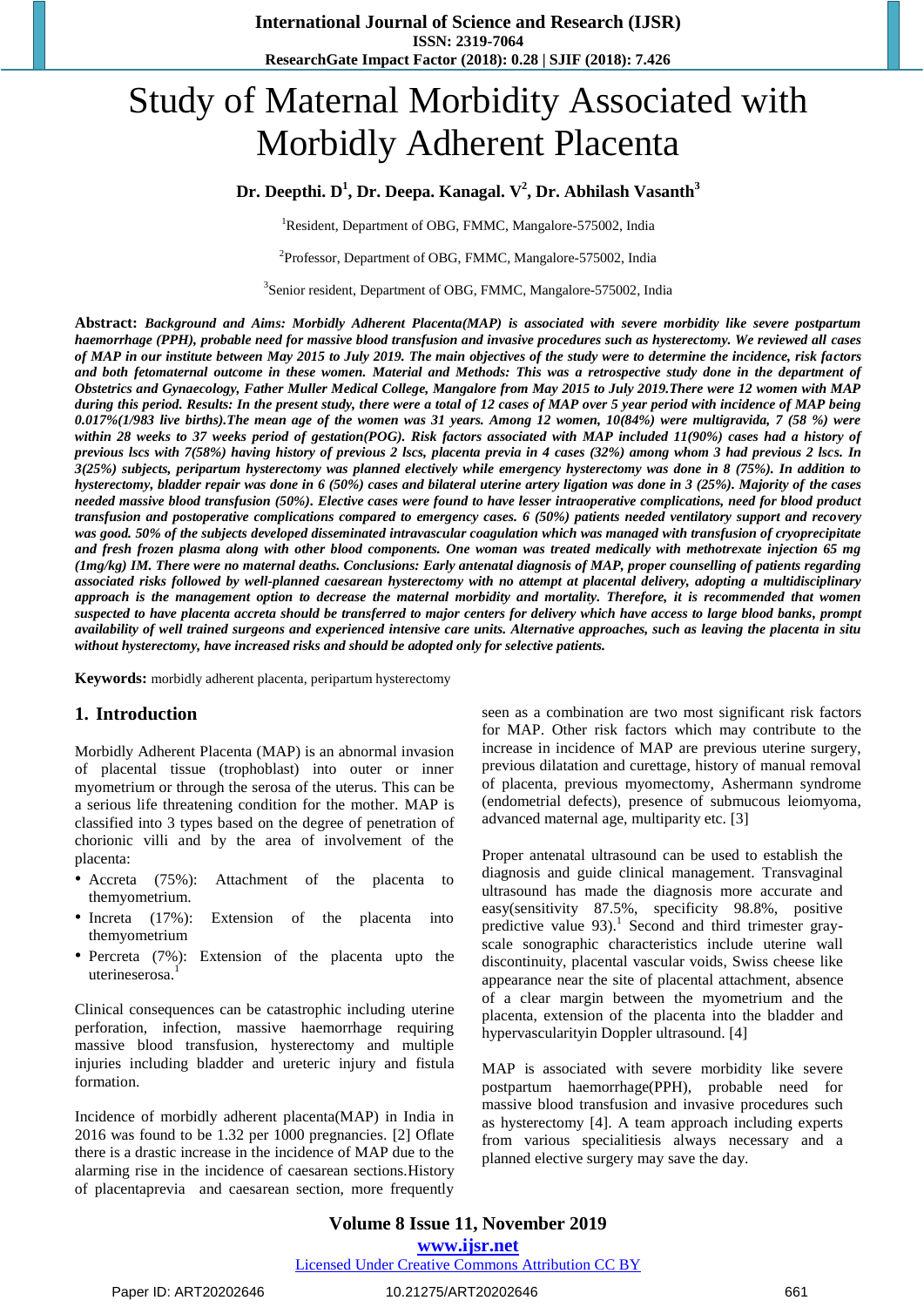# Study of Maternal Morbidity Associated with Morbidly Adherent Placenta

**Dr. Deepthi. D[1], Dr. Deepa. Kanagal. V[2], Dr. Abhilash Vasanth[3]**

[1]Resident, Department of OBG, FMMC, Mangalore-575002, India

[2]Professor, Department of OBG, FMMC, Mangalore-575002, India

[3]Senior resident, Department of OBG, FMMC, Mangalore-575002, India

**Abstract:** ***Background and Aims: Morbidly Adherent Placenta(MAP) is associated with severe morbidity like severe postpartum haemorrhage (PPH), probable need for massive blood transfusion and invasive procedures such as hysterectomy. We reviewed all cases of MAP in our institute between May 2015 to July 2019. The main objectives of the study were to determine the incidence, risk factors and both fetomaternal outcome in these women. Material and Methods: This was a retrospective study done in the department of Obstetrics and Gynaecology, Father Muller Medical College, Mangalore from May 2015 to July 2019.There were 12 women with MAP during this period. Results: In the present study, there were a total of 12 cases of MAP over 5 year period with incidence of MAP being 0.017%(1/983 live births).The mean age of the women was 31 years. Among 12 women, 10(84%) were multigravida, 7 (58 %) were within 28 weeks to 37 weeks period of gestation(POG). Risk factors associated with MAP included 11(90%) cases had a history of previous lscs with 7(58%) having history of previous 2 lscs, placenta previa in 4 cases (32%) among whom 3 had previous 2 lscs. In 3(25%) subjects, peripartum hysterectomy was planned electively while emergency hysterectomy was done in 8 (75%). In addition to hysterectomy, bladder repair was done in 6 (50%) cases and bilateral uterine artery ligation was done in 3 (25%). Majority of the cases needed massive blood transfusion (50%). Elective cases were found to have lesser intraoperative complications, need for blood product transfusion and postoperative complications compared to emergency cases. 6 (50%) patients needed ventilatory support and recovery was good. 50% of the subjects developed disseminated intravascular coagulation which was managed with transfusion of cryoprecipitate and fresh frozen plasma along with other blood components. One woman was treated medically with methotrexate injection 65 mg (1mg/kg) IM. There were no maternal deaths. Conclusions: Early antenatal diagnosis of MAP, proper counselling of patients regarding associated risks followed by well-planned caesarean hysterectomy with no attempt at placental delivery, adopting a multidisciplinary approach is the management option to decrease the maternal morbidity and mortality. Therefore, it is recommended that women suspected to have placenta accreta should be transferred to major centers for delivery which have access to large blood banks, prompt availability of well trained surgeons and experienced intensive care units. Alternative approaches, such as leaving the placenta in situ without hysterectomy, have increased risks and should be adopted only for selective patients.***

**Keywords:** morbidly adherent placenta, peripartum hysterectomy

## 1. Introduction

Morbidly Adherent Placenta (MAP) is an abnormal invasion of placental tissue (trophoblast) into outer or inner myometrium or through the serosa of the uterus. This can be a serious life threatening condition for the mother. MAP is classified into 3 types based on the degree of penetration of chorionic villi and by the area of involvement of the placenta:

- Accreta (75%): Attachment of the placenta to themyometrium.
- Increta (17%): Extension of the placenta into themyometrium
- Percreta (7%): Extension of the placenta upto the uterineserosa.[1]

Clinical consequences can be catastrophic including uterine perforation, infection, massive haemorrhage requiring massive blood transfusion, hysterectomy and multiple injuries including bladder and ureteric injury and fistula formation.

Incidence of morbidly adherent placenta(MAP) in India in 2016 was found to be 1.32 per 1000 pregnancies. [2] Oflate there is a drastic increase in the incidence of MAP due to the alarming rise in the incidence of caesarean sections.History of placentaprevia and caesarean section, more frequently seen as a combination are two most significant risk factors for MAP. Other risk factors which may contribute to the increase in incidence of MAP are previous uterine surgery, previous dilatation and curettage, history of manual removal of placenta, previous myomectomy, Ashermann syndrome (endometrial defects), presence of submucous leiomyoma, advanced maternal age, multiparity etc. [3]

Proper antenatal ultrasound can be used to establish the diagnosis and guide clinical management. Transvaginal ultrasound has made the diagnosis more accurate and easy(sensitivity 87.5%, specificity 98.8%, positive predictive value 93).[1] Second and third trimester gray-scale sonographic characteristics include uterine wall discontinuity, placental vascular voids, Swiss cheese like appearance near the site of placental attachment, absence of a clear margin between the myometrium and the placenta, extension of the placenta into the bladder and hypervascularityin Doppler ultrasound. [4]

MAP is associated with severe morbidity like severe postpartum haemorrhage(PPH), probable need for massive blood transfusion and invasive procedures such as hysterectomy [4]. A team approach including experts from various specialitiesis always necessary and a planned elective surgery may save the day.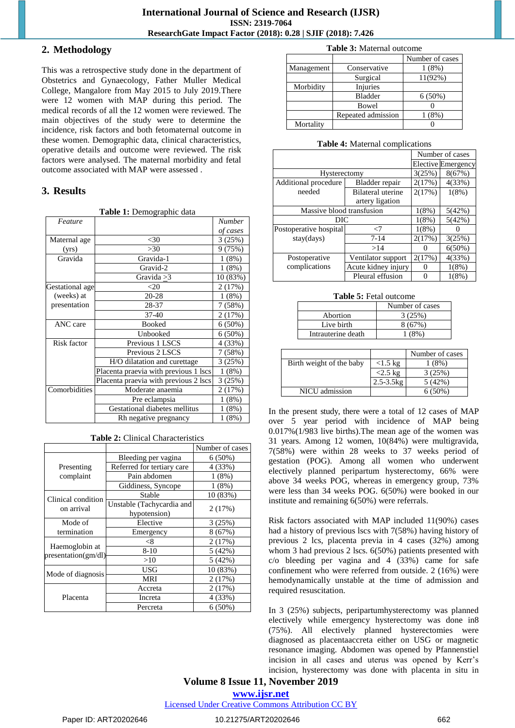## 2. Methodology

This was a retrospective study done in the department of Obstetrics and Gynaecology, Father Muller Medical College, Mangalore from May 2015 to July 2019.There were 12 women with MAP during this period. The medical records of all the 12 women were reviewed. The main objectives of the study were to determine the incidence, risk factors and both fetomaternal outcome in these women. Demographic data, clinical characteristics, operative details and outcome were reviewed. The risk factors were analysed. The maternal morbidity and fetal outcome associated with MAP were assessed .

## 3. Results

**Table 1:** Demographic data

| *Feature* | | *Number of cases* |
|---|---|---|
| Maternal age (yrs) | <30 | 3 (25%) |
| | >30 | 9 (75%) |
| Gravida | Gravida-1 | 1 (8%) |
| | Gravid-2 | 1 (8%) |
| | Gravida >3 | 10 (83%) |
| Gestational age (weeks) at presentation | <20 | 2 (17%) |
| | 20-28 | 1 (8%) |
| | 28-37 | 7 (58%) |
| | 37-40 | 2 (17%) |
| ANC care | Booked | 6 (50%) |
| | Unbooked | 6 (50%) |
| Risk factor | Previous 1 LSCS | 4 (33%) |
| | Previous 2 LSCS | 7 (58%) |
| | H/O dilatation and curettage | 3 (25%) |
| | Placenta praevia with previous 1 lscs | 1 (8%) |
| | Placenta praevia with previous 2 lscs | 3 (25%) |
| Comorbidities | Moderate anaemia | 2 (17%) |
| | Pre eclampsia | 1 (8%) |
| | Gestational diabetes mellitus | 1 (8%) |
| | Rh negative pregnancy | 1 (8%) |

**Table 2:** Clinical Characteristics

| | | Number of cases |
|---|---|---|
| Presenting complaint | Bleeding per vagina | 6 (50%) |
| | Referred for tertiary care | 4 (33%) |
| | Pain abdomen | 1 (8%) |
| | Giddiness, Syncope | 1 (8%) |
| Clinical condition on arrival | Stable | 10 (83%) |
| | Unstable (Tachycardia and hypotension) | 2 (17%) |
| Mode of termination | Elective | 3 (25%) |
| | Emergency | 8 (67%) |
| Haemoglobin at presentation(gm/dl) | <8 | 2 (17%) |
| | 8-10 | 5 (42%) |
| | >10 | 5 (42%) |
| Mode of diagnosis | USG | 10 (83%) |
| | MRI | 2 (17%) |
| Placenta | Accreta | 2 (17%) |
| | Increta | 4 (33%) |
| | Percreta | 6 (50%) |

**Table 3:** Maternal outcome

| | | Number of cases |
|---|---|---|
| Management | Conservative | 1 (8%) |
| | Surgical | 11(92%) |
| Morbidity | Injuries | |
| | Bladder | 6 (50%) |
| | Bowel | 0 |
| | Repeated admission | 1 (8%) |
| Mortality | | 0 |

**Table 4:** Maternal complications

| | | Number of cases | |
|---|---|---|---|
| | | Elective | Emergency |
| Hysterectomy | | 3(25%) | 8(67%) |
| Additional procedure needed | Bladder repair | 2(17%) | 4(33%) |
| | Bilateral uterine artery ligation | 2(17%) | 1(8%) |
| Massive blood transfusion | | 1(8%) | 5(42%) |
| DIC | | 1(8%) | 5(42%) |
| Postoperative hospital stay(days) | <7 | 1(8%) | 0 |
| | 7-14 | 2(17%) | 3(25%) |
| | >14 | 0 | 6(50%) |
| Postoperative complications | Ventilator support | 2(17%) | 4(33%) |
| | Acute kidney injury | 0 | 1(8%) |
| | Pleural effusion | 0 | 1(8%) |

**Table 5:** Fetal outcome

| | Number of cases |
|---|---|
| Abortion | 3 (25%) |
| Live birth | 8 (67%) |
| Intrauterine death | 1 (8%) |

| | | Number of cases |
|---|---|---|
| Birth weight of the baby | <1.5 kg | 1 (8%) |
| | <2.5 kg | 3 (25%) |
| | 2.5-3.5kg | 5 (42%) |
| NICU admission | | 6 (50%) |

In the present study, there were a total of 12 cases of MAP over 5 year period with incidence of MAP being 0.017%(1/983 live births).The mean age of the women was 31 years. Among 12 women, 10(84%) were multigravida, 7(58%) were within 28 weeks to 37 weeks period of gestation (POG). Among all women who underwent electively planned peripartum hysterectomy, 66% were above 34 weeks POG, whereas in emergency group, 73% were less than 34 weeks POG. 6(50%) were booked in our institute and remaining 6(50%) were referrals.

Risk factors associated with MAP included 11(90%) cases had a history of previous lscs with 7(58%) having history of previous 2 lcs, placenta previa in 4 cases (32%) among whom 3 had previous 2 lscs. 6(50%) patients presented with c/o bleeding per vagina and 4 (33%) came for safe confinement who were referred from outside. 2 (16%) were hemodynamically unstable at the time of admission and required resuscitation.

In 3 (25%) subjects, peripartumhysterectomy was planned electively while emergency hysterectomy was done in8 (75%). All electively planned hysterectomies were diagnosed as placentaaccreta either on USG or magnetic resonance imaging. Abdomen was opened by Pfannenstiel incision in all cases and uterus was opened by Kerr's incision, hysterectomy was done with placenta in situ in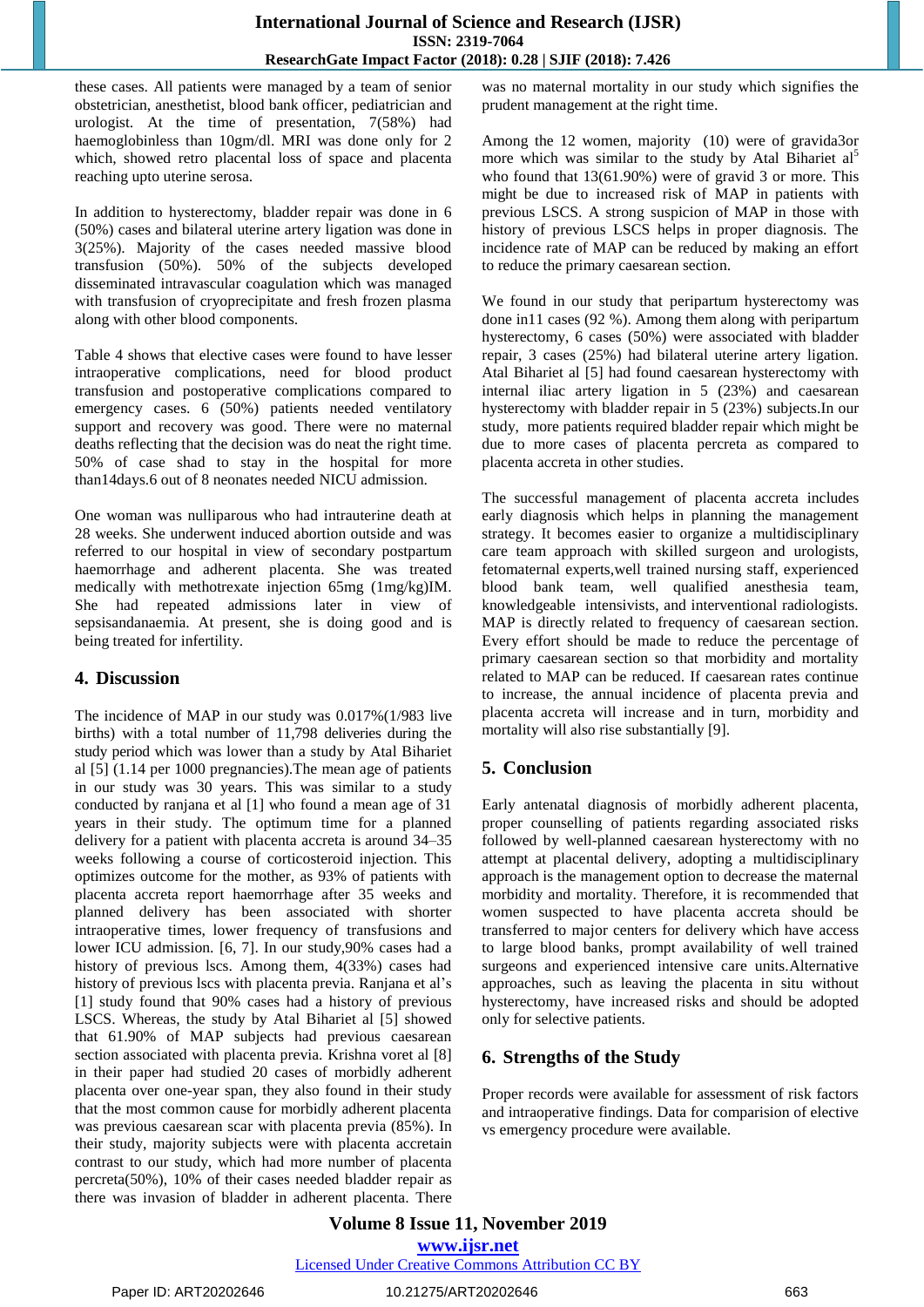these cases. All patients were managed by a team of senior obstetrician, anesthetist, blood bank officer, pediatrician and urologist. At the time of presentation, 7(58%) had haemoglobinless than 10gm/dl. MRI was done only for 2 which, showed retro placental loss of space and placenta reaching upto uterine serosa.

In addition to hysterectomy, bladder repair was done in 6 (50%) cases and bilateral uterine artery ligation was done in 3(25%). Majority of the cases needed massive blood transfusion (50%). 50% of the subjects developed disseminated intravascular coagulation which was managed with transfusion of cryoprecipitate and fresh frozen plasma along with other blood components.

Table 4 shows that elective cases were found to have lesser intraoperative complications, need for blood product transfusion and postoperative complications compared to emergency cases. 6 (50%) patients needed ventilatory support and recovery was good. There were no maternal deaths reflecting that the decision was do neat the right time. 50% of case shad to stay in the hospital for more than14days.6 out of 8 neonates needed NICU admission.

One woman was nulliparous who had intrauterine death at 28 weeks. She underwent induced abortion outside and was referred to our hospital in view of secondary postpartum haemorrhage and adherent placenta. She was treated medically with methotrexate injection 65mg (1mg/kg)IM. She had repeated admissions later in view of sepsisandanaemia. At present, she is doing good and is being treated for infertility.

## 4. Discussion

The incidence of MAP in our study was 0.017%(1/983 live births) with a total number of 11,798 deliveries during the study period which was lower than a study by Atal Bihariet al [5] (1.14 per 1000 pregnancies).The mean age of patients in our study was 30 years. This was similar to a study conducted by ranjana et al [1] who found a mean age of 31 years in their study. The optimum time for a planned delivery for a patient with placenta accreta is around 34–35 weeks following a course of corticosteroid injection. This optimizes outcome for the mother, as 93% of patients with placenta accreta report haemorrhage after 35 weeks and planned delivery has been associated with shorter intraoperative times, lower frequency of transfusions and lower ICU admission. [6, 7]. In our study,90% cases had a history of previous lscs. Among them, 4(33%) cases had history of previous lscs with placenta previa. Ranjana et al's [1] study found that 90% cases had a history of previous LSCS. Whereas, the study by Atal Bihariet al [5] showed that 61.90% of MAP subjects had previous caesarean section associated with placenta previa. Krishna voret al [8] in their paper had studied 20 cases of morbidly adherent placenta over one-year span, they also found in their study that the most common cause for morbidly adherent placenta was previous caesarean scar with placenta previa (85%). In their study, majority subjects were with placenta accretain contrast to our study, which had more number of placenta percreta(50%), 10% of their cases needed bladder repair as there was invasion of bladder in adherent placenta. There was no maternal mortality in our study which signifies the prudent management at the right time.

Among the 12 women, majority (10) were of gravida3or more which was similar to the study by Atal Bihariet al[5] who found that 13(61.90%) were of gravid 3 or more. This might be due to increased risk of MAP in patients with previous LSCS. A strong suspicion of MAP in those with history of previous LSCS helps in proper diagnosis. The incidence rate of MAP can be reduced by making an effort to reduce the primary caesarean section.

We found in our study that peripartum hysterectomy was done in11 cases (92 %). Among them along with peripartum hysterectomy, 6 cases (50%) were associated with bladder repair, 3 cases (25%) had bilateral uterine artery ligation. Atal Bihariet al [5] had found caesarean hysterectomy with internal iliac artery ligation in 5 (23%) and caesarean hysterectomy with bladder repair in 5 (23%) subjects.In our study, more patients required bladder repair which might be due to more cases of placenta percreta as compared to placenta accreta in other studies.

The successful management of placenta accreta includes early diagnosis which helps in planning the management strategy. It becomes easier to organize a multidisciplinary care team approach with skilled surgeon and urologists, fetomaternal experts,well trained nursing staff, experienced blood bank team, well qualified anesthesia team, knowledgeable intensivists, and interventional radiologists. MAP is directly related to frequency of caesarean section. Every effort should be made to reduce the percentage of primary caesarean section so that morbidity and mortality related to MAP can be reduced. If caesarean rates continue to increase, the annual incidence of placenta previa and placenta accreta will increase and in turn, morbidity and mortality will also rise substantially [9].

## 5. Conclusion

Early antenatal diagnosis of morbidly adherent placenta, proper counselling of patients regarding associated risks followed by well-planned caesarean hysterectomy with no attempt at placental delivery, adopting a multidisciplinary approach is the management option to decrease the maternal morbidity and mortality. Therefore, it is recommended that women suspected to have placenta accreta should be transferred to major centers for delivery which have access to large blood banks, prompt availability of well trained surgeons and experienced intensive care units.Alternative approaches, such as leaving the placenta in situ without hysterectomy, have increased risks and should be adopted only for selective patients.

## 6. Strengths of the Study

Proper records were available for assessment of risk factors and intraoperative findings. Data for comparision of elective vs emergency procedure were available.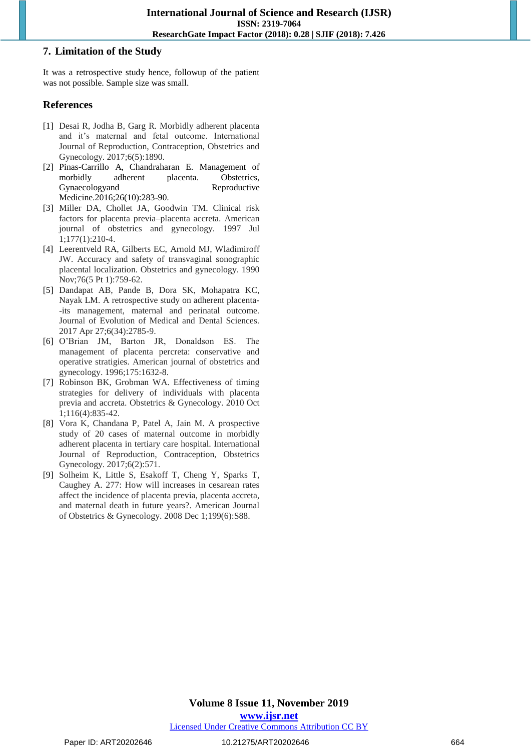## 7. Limitation of the Study

It was a retrospective study hence, followup of the patient was not possible. Sample size was small.

## References

[1] Desai R, Jodha B, Garg R. Morbidly adherent placenta and it's maternal and fetal outcome. International Journal of Reproduction, Contraception, Obstetrics and Gynecology. 2017;6(5):1890.

[2] Pinas-Carrillo A, Chandraharan E. Management of morbidly adherent placenta. Obstetrics, Gynaecologyand Reproductive Medicine.2016;26(10):283-90.

[3] Miller DA, Chollet JA, Goodwin TM. Clinical risk factors for placenta previa–placenta accreta. American journal of obstetrics and gynecology. 1997 Jul 1;177(1):210-4.

[4] Leerentveld RA, Gilberts EC, Arnold MJ, Wladimiroff JW. Accuracy and safety of transvaginal sonographic placental localization. Obstetrics and gynecology. 1990 Nov;76(5 Pt 1):759-62.

[5] Dandapat AB, Pande B, Dora SK, Mohapatra KC, Nayak LM. A retrospective study on adherent placenta--its management, maternal and perinatal outcome. Journal of Evolution of Medical and Dental Sciences. 2017 Apr 27;6(34):2785-9.

[6] O'Brian JM, Barton JR, Donaldson ES. The management of placenta percreta: conservative and operative stratigies. American journal of obstetrics and gynecology. 1996;175:1632-8.

[7] Robinson BK, Grobman WA. Effectiveness of timing strategies for delivery of individuals with placenta previa and accreta. Obstetrics & Gynecology. 2010 Oct 1;116(4):835-42.

[8] Vora K, Chandana P, Patel A, Jain M. A prospective study of 20 cases of maternal outcome in morbidly adherent placenta in tertiary care hospital. International Journal of Reproduction, Contraception, Obstetrics Gynecology. 2017;6(2):571.

[9] Solheim K, Little S, Esakoff T, Cheng Y, Sparks T, Caughey A. 277: How will increases in cesarean rates affect the incidence of placenta previa, placenta accreta, and maternal death in future years?. American Journal of Obstetrics & Gynecology. 2008 Dec 1;199(6):S88.